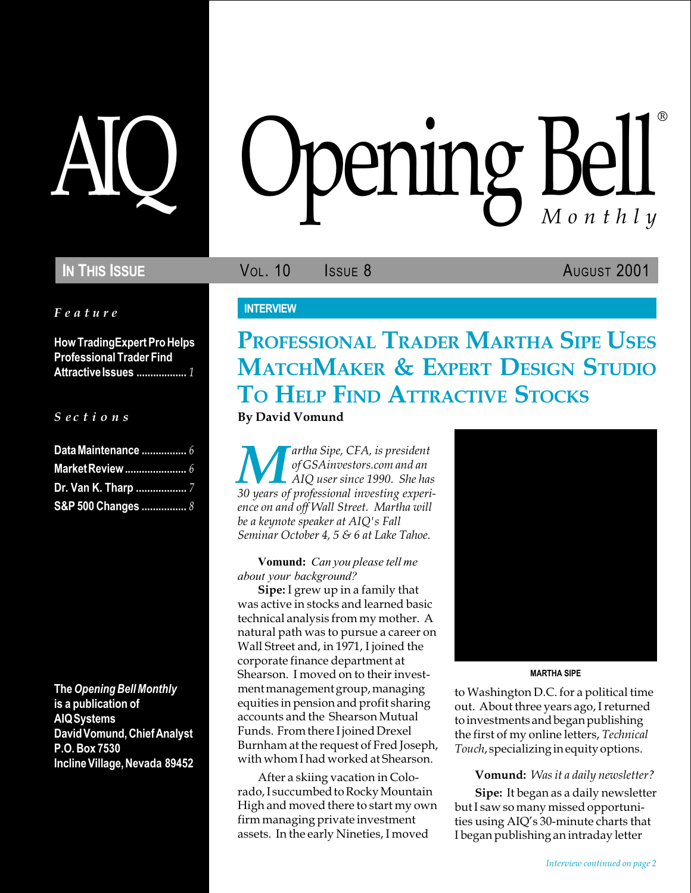# AIQ Opening Bell® Monthly

**IN THIS ISSUE**

*Feature*

**How TradingExpert Pro Helps Professional Trader Find Attractive Issues** .................. 1

*Sections*

**Data Maintenance** ................ 6
**Market Review** ...................... 6
**Dr. Van K. Tharp** .................. 7
**S&P 500 Changes** ................ 8

**The *Opening Bell Monthly* is a publication of AIQ Systems**
**David Vomund, Chief Analyst**
**P.O. Box 7530**
**Incline Village, Nevada 89452**

VOL. 10 ISSUE 8 AUGUST 2001

INTERVIEW

## PROFESSIONAL TRADER MARTHA SIPE USES MATCHMAKER & EXPERT DESIGN STUDIO TO HELP FIND ATTRACTIVE STOCKS

**By David Vomund**

*Martha Sipe, CFA, is president of GSAinvestors.com and an AIQ user since 1990. She has 30 years of professional investing experience on and off Wall Street. Martha will be a keynote speaker at AIQ's Fall Seminar October 4, 5 & 6 at Lake Tahoe.*

**Vomund:** *Can you please tell me about your background?*

**Sipe:** I grew up in a family that was active in stocks and learned basic technical analysis from my mother. A natural path was to pursue a career on Wall Street and, in 1971, I joined the corporate finance department at Shearson. I moved on to their investment management group, managing equities in pension and profit sharing accounts and the Shearson Mutual Funds. From there I joined Drexel Burnham at the request of Fred Joseph, with whom I had worked at Shearson.

After a skiing vacation in Colorado, I succumbed to Rocky Mountain High and moved there to start my own firm managing private investment assets. In the early Nineties, I moved to Washington D.C. for a political time out. About three years ago, I returned to investments and began publishing the first of my online letters, *Technical Touch*, specializing in equity options.

MARTHA SIPE

**Vomund:** *Was it a daily newsletter?*

**Sipe:** It began as a daily newsletter but I saw so many missed opportunities using AIQ's 30-minute charts that I began publishing an intraday letter

*Interview continued on page 2*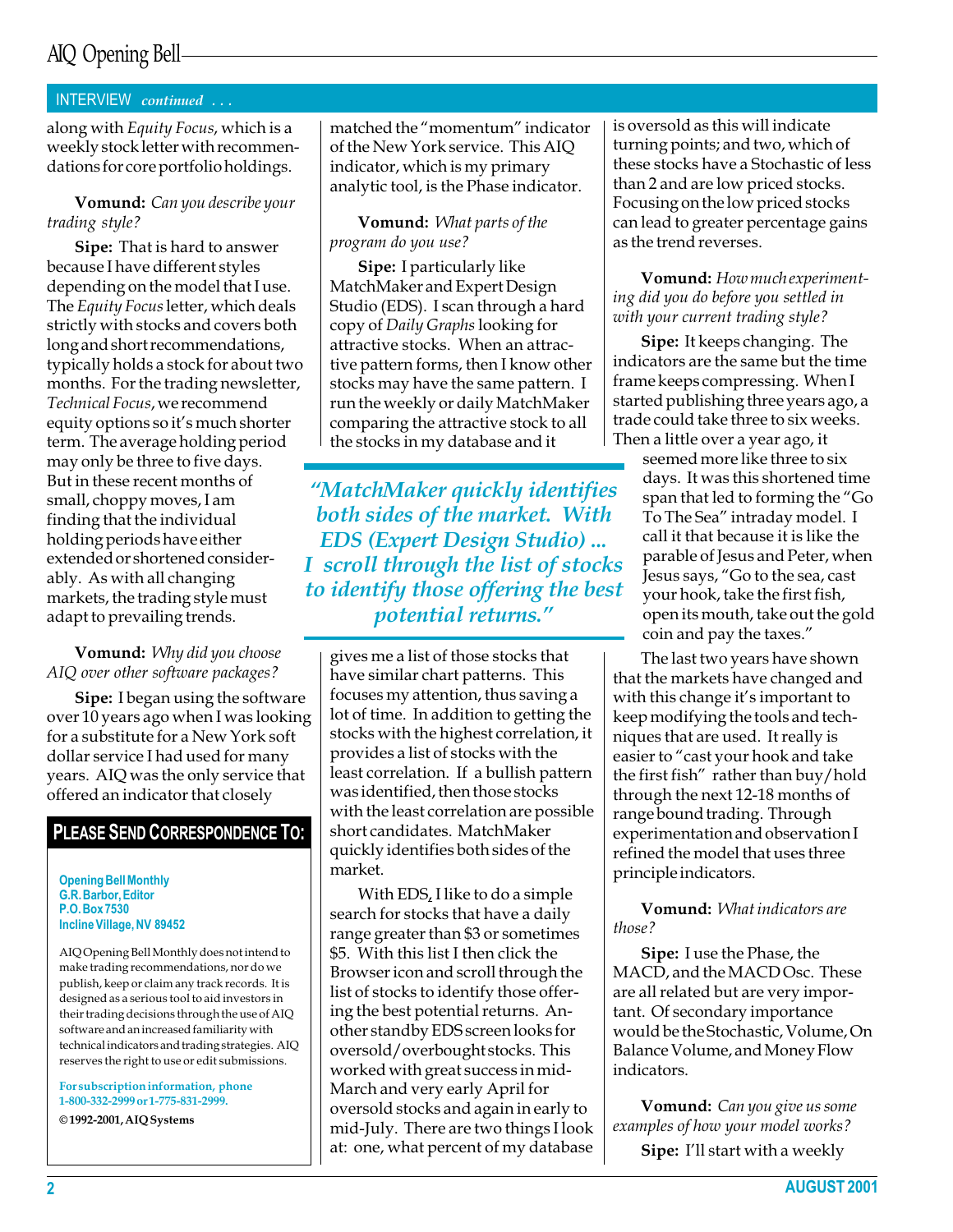INTERVIEW *continued* . . .

along with *Equity Focus*, which is a weekly stock letter with recommendations for core portfolio holdings.

**Vomund:** *Can you describe your trading style?*

**Sipe:** That is hard to answer because I have different styles depending on the model that I use. The *Equity Focus* letter, which deals strictly with stocks and covers both long and short recommendations, typically holds a stock for about two months. For the trading newsletter, *Technical Focus*, we recommend equity options so it's much shorter term. The average holding period may only be three to five days. But in these recent months of small, choppy moves, I am finding that the individual holding periods have either extended or shortened considerably. As with all changing markets, the trading style must adapt to prevailing trends.

**Vomund:** *Why did you choose AIQ over other software packages?*

**Sipe:** I began using the software over 10 years ago when I was looking for a substitute for a New York soft dollar service I had used for many years. AIQ was the only service that offered an indicator that closely matched the "momentum" indicator of the New York service. This AIQ indicator, which is my primary analytic tool, is the Phase indicator.

**Vomund:** *What parts of the program do you use?*

**Sipe:** I particularly like MatchMaker and Expert Design Studio (EDS). I scan through a hard copy of *Daily Graphs* looking for attractive stocks. When an attractive pattern forms, then I know other stocks may have the same pattern. I run the weekly or daily MatchMaker comparing the attractive stock to all the stocks in my database and it gives me a list of those stocks that have similar chart patterns. This focuses my attention, thus saving a lot of time. In addition to getting the stocks with the highest correlation, it provides a list of stocks with the least correlation. If a bullish pattern was identified, then those stocks with the least correlation are possible short candidates. MatchMaker quickly identifies both sides of the market.

> *"MatchMaker quickly identifies both sides of the market. With EDS (Expert Design Studio) ... I scroll through the list of stocks to identify those offering the best potential returns."*

With EDS, I like to do a simple search for stocks that have a daily range greater than $3 or sometimes $5. With this list I then click the Browser icon and scroll through the list of stocks to identify those offering the best potential returns. Another standby EDS screen looks for oversold/overbought stocks. This worked with great success in mid-March and very early April for oversold stocks and again in early to mid-July. There are two things I look at: one, what percent of my database is oversold as this will indicate turning points; and two, which of these stocks have a Stochastic of less than 2 and are low priced stocks. Focusing on the low priced stocks can lead to greater percentage gains as the trend reverses.

**Vomund:** *How much experimenting did you do before you settled in with your current trading style?*

**Sipe:** It keeps changing. The indicators are the same but the time frame keeps compressing. When I started publishing three years ago, a trade could take three to six weeks. Then a little over a year ago, it seemed more like three to six days. It was this shortened time span that led to forming the "Go To The Sea" intraday model. I call it that because it is like the parable of Jesus and Peter, when Jesus says, "Go to the sea, cast your hook, take the first fish, open its mouth, take out the gold coin and pay the taxes."

The last two years have shown that the markets have changed and with this change it's important to keep modifying the tools and techniques that are used. It really is easier to "cast your hook and take the first fish" rather than buy/hold through the next 12-18 months of range bound trading. Through experimentation and observation I refined the model that uses three principle indicators.

**Vomund:** *What indicators are those?*

**Sipe:** I use the Phase, the MACD, and the MACD Osc. These are all related but are very important. Of secondary importance would be the Stochastic, Volume, On Balance Volume, and Money Flow indicators.

**Vomund:** *Can you give us some examples of how your model works?*

**Sipe:** I'll start with a weekly

---

## PLEASE SEND CORRESPONDENCE TO:

**Opening Bell Monthly**
**G.R. Barbor, Editor**
**P.O. Box 7530**
**Incline Village, NV 89452**

AIQ Opening Bell Monthly does not intend to make trading recommendations, nor do we publish, keep or claim any track records. It is designed as a serious tool to aid investors in their trading decisions through the use of AIQ software and an increased familiarity with technical indicators and trading strategies. AIQ reserves the right to use or edit submissions.

**For subscription information, phone 1-800-332-2999 or 1-775-831-2999.**

**©1992-2001, AIQ Systems**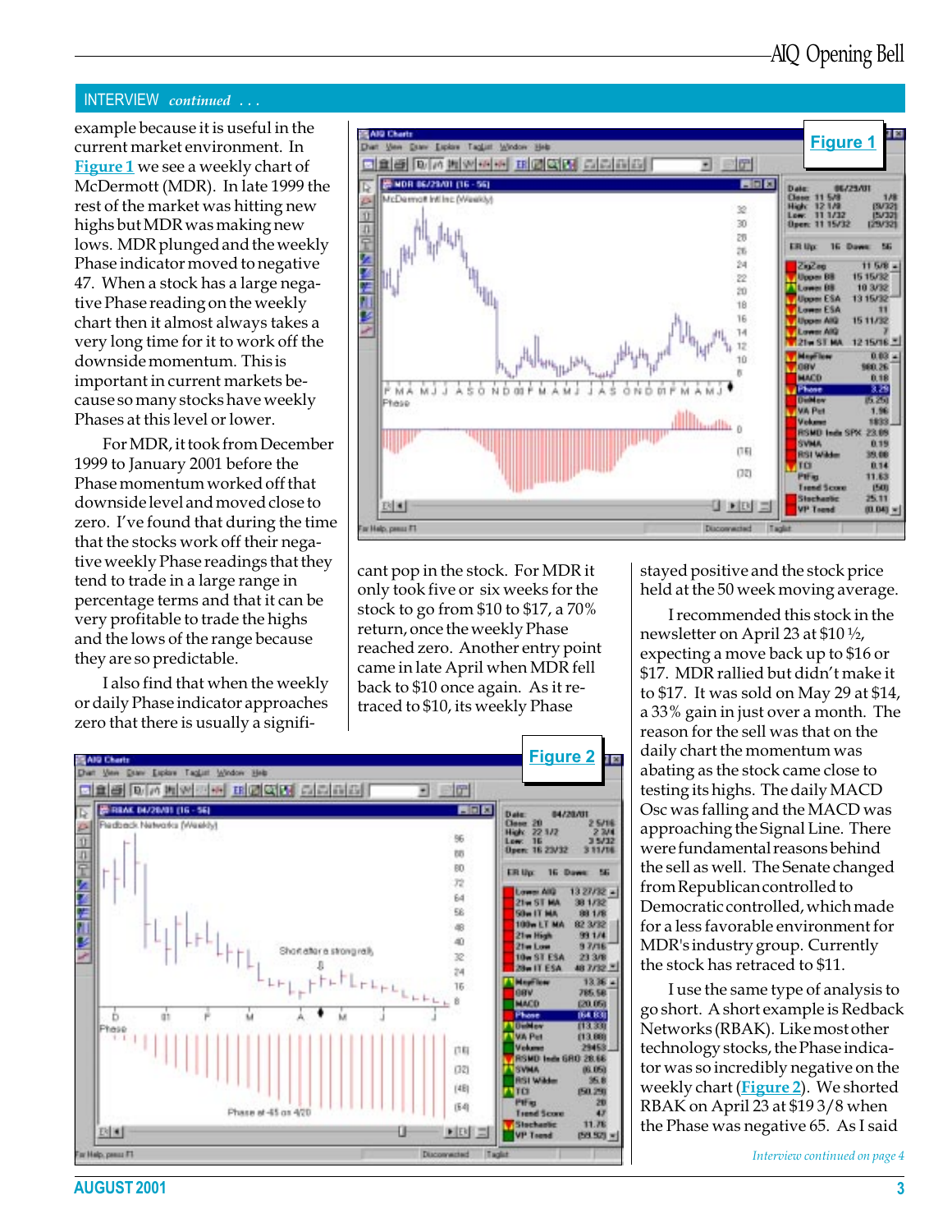INTERVIEW *continued . . .*

example because it is useful in the current market environment. In Figure 1 we see a weekly chart of McDermott (MDR). In late 1999 the rest of the market was hitting new highs but MDR was making new lows. MDR plunged and the weekly Phase indicator moved to negative 47. When a stock has a large negative Phase reading on the weekly chart then it almost always takes a very long time for it to work off the downside momentum. This is important in current markets because so many stocks have weekly Phases at this level or lower.

For MDR, it took from December 1999 to January 2001 before the Phase momentum worked off that downside level and moved close to zero. I've found that during the time that the stocks work off their negative weekly Phase readings that they tend to trade in a large range in percentage terms and that it can be very profitable to trade the highs and the lows of the range because they are so predictable.

I also find that when the weekly or daily Phase indicator approaches zero that there is usually a significant pop in the stock. For MDR it only took five or six weeks for the stock to go from $10 to $17, a 70% return, once the weekly Phase reached zero. Another entry point came in late April when MDR fell back to $10 once again. As it retraced to $10, its weekly Phase stayed positive and the stock price held at the 50 week moving average.

I recommended this stock in the newsletter on April 23 at $10 ½, expecting a move back up to $16 or $17. MDR rallied but didn't make it to $17. It was sold on May 29 at $14, a 33% gain in just over a month. The reason for the sell was that on the daily chart the momentum was abating as the stock came close to testing its highs. The daily MACD Osc was falling and the MACD was approaching the Signal Line. There were fundamental reasons behind the sell as well. The Senate changed from Republican controlled to Democratic controlled, which made for a less favorable environment for MDR's industry group. Currently the stock has retraced to $11.

I use the same type of analysis to go short. A short example is Redback Networks (RBAK). Like most other technology stocks, the Phase indicator was so incredibly negative on the weekly chart (Figure 2). We shorted RBAK on April 23 at $19 3/8 when the Phase was negative 65. As I said

Figure 1

Figure 2

*Interview continued on page 4*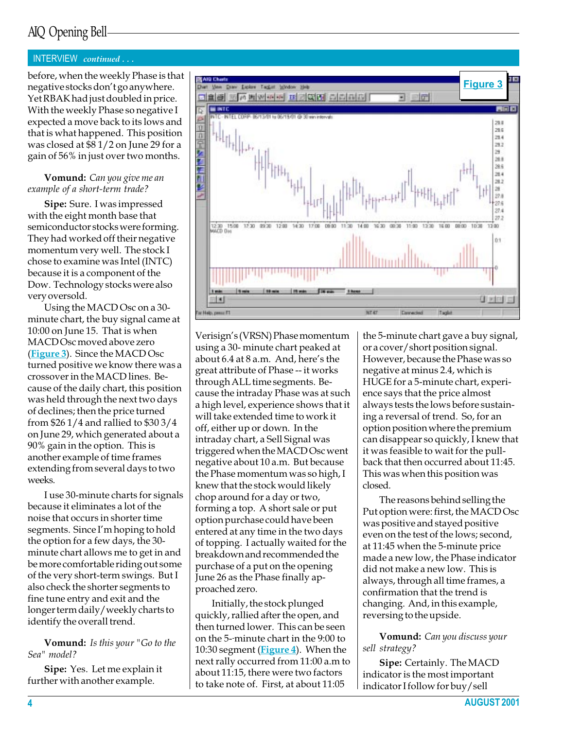INTERVIEW *continued . . .*

before, when the weekly Phase is that negative stocks don't go anywhere. Yet RBAK had just doubled in price. With the weekly Phase so negative I expected a move back to its lows and that is what happened. This position was closed at $8 1/2 on June 29 for a gain of 56% in just over two months.

**Vomund:** *Can you give me an example of a short-term trade?*

**Sipe:** Sure. I was impressed with the eight month base that semiconductor stocks were forming. They had worked off their negative momentum very well. The stock I chose to examine was Intel (INTC) because it is a component of the Dow. Technology stocks were also very oversold.

Using the MACD Osc on a 30-minute chart, the buy signal came at 10:00 on June 15. That is when MACD Osc moved above zero (Figure 3). Since the MACD Osc turned positive we know there was a crossover in the MACD lines. Because of the daily chart, this position was held through the next two days of declines; then the price turned from $26 1/4 and rallied to $30 3/4 on June 29, which generated about a 90% gain in the option. This is another example of time frames extending from several days to two weeks.

I use 30-minute charts for signals because it eliminates a lot of the noise that occurs in shorter time segments. Since I'm hoping to hold the option for a few days, the 30-minute chart allows me to get in and be more comfortable riding out some of the very short-term swings. But I also check the shorter segments to fine tune entry and exit and the longer term daily/weekly charts to identify the overall trend.

**Vomund:** *Is this your "Go to the Sea" model?*

**Sipe:** Yes. Let me explain it further with another example.

Figure 3

Verisign's (VRSN) Phase momentum using a 30- minute chart peaked at about 6.4 at 8 a.m. And, here's the great attribute of Phase -- it works through ALL time segments. Because the intraday Phase was at such a high level, experience shows that it will take extended time to work it off, either up or down. In the intraday chart, a Sell Signal was triggered when the MACD Osc went negative about 10 a.m. But because the Phase momentum was so high, I knew that the stock would likely chop around for a day or two, forming a top. A short sale or put option purchase could have been entered at any time in the two days of topping. I actually waited for the breakdown and recommended the purchase of a put on the opening June 26 as the Phase finally approached zero.

Initially, the stock plunged quickly, rallied after the open, and then turned lower. This can be seen on the 5--minute chart in the 9:00 to 10:30 segment (Figure 4). When the next rally occurred from 11:00 a.m to about 11:15, there were two factors to take note of. First, at about 11:05 the 5-minute chart gave a buy signal, or a cover/short position signal. However, because the Phase was so negative at minus 2.4, which is HUGE for a 5-minute chart, experience says that the price almost always tests the lows before sustaining a reversal of trend. So, for an option position where the premium can disappear so quickly, I knew that it was feasible to wait for the pull-back that then occurred about 11:45. This was when this position was closed.

The reasons behind selling the Put option were: first, the MACD Osc was positive and stayed positive even on the test of the lows; second, at 11:45 when the 5-minute price made a new low, the Phase indicator did not make a new low. This is always, through all time frames, a confirmation that the trend is changing. And, in this example, reversing to the upside.

**Vomund:** *Can you discuss your sell strategy?*

**Sipe:** Certainly. The MACD indicator is the most important indicator I follow for buy/sell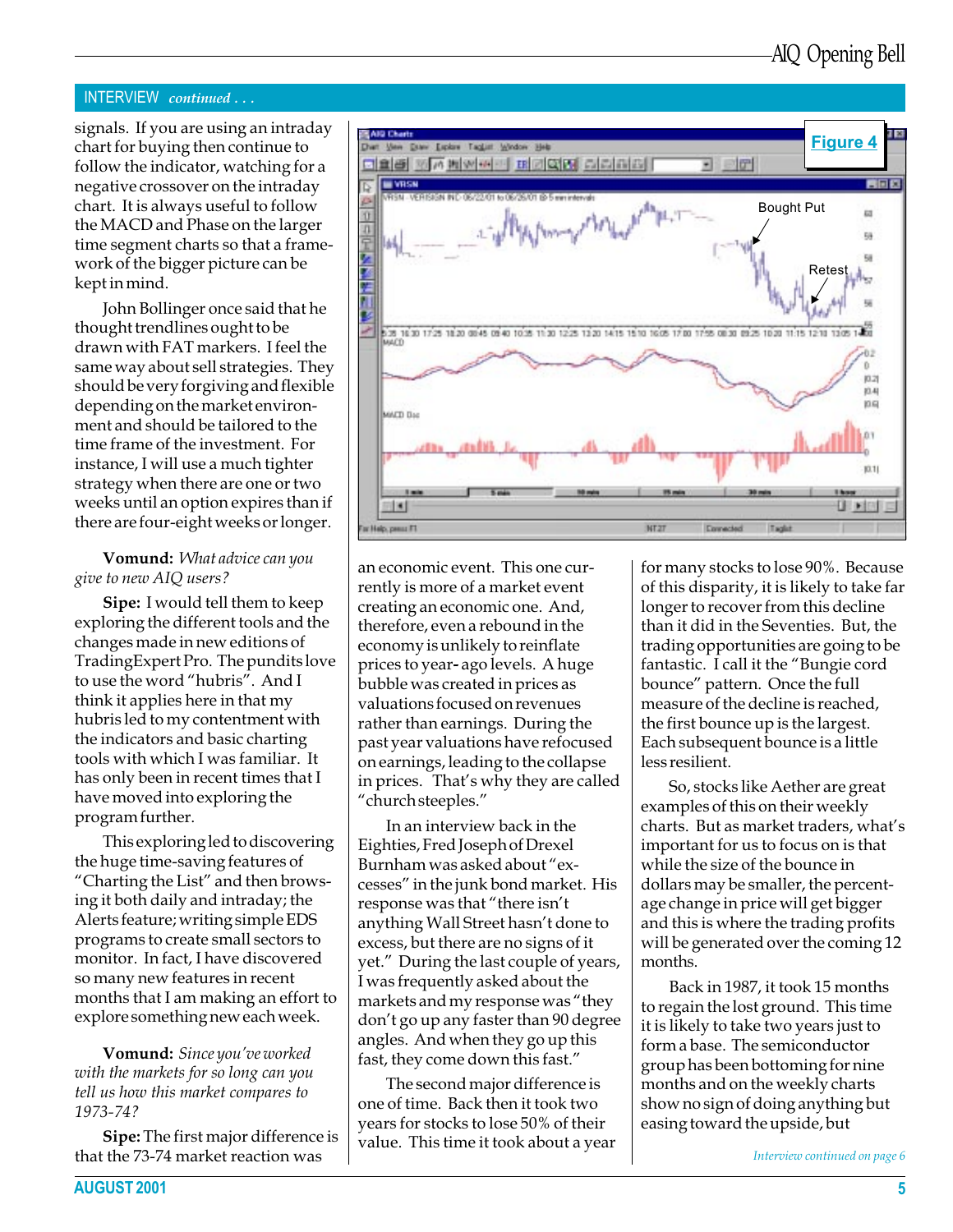## INTERVIEW *continued . . .*

signals. If you are using an intraday chart for buying then continue to follow the indicator, watching for a negative crossover on the intraday chart. It is always useful to follow the MACD and Phase on the larger time segment charts so that a framework of the bigger picture can be kept in mind.

John Bollinger once said that he thought trendlines ought to be drawn with FAT markers. I feel the same way about sell strategies. They should be very forgiving and flexible depending on the market environment and should be tailored to the time frame of the investment. For instance, I will use a much tighter strategy when there are one or two weeks until an option expires than if there are four-eight weeks or longer.

**Vomund:** *What advice can you give to new AIQ users?*

**Sipe:** I would tell them to keep exploring the different tools and the changes made in new editions of TradingExpert Pro. The pundits love to use the word "hubris". And I think it applies here in that my hubris led to my contentment with the indicators and basic charting tools with which I was familiar. It has only been in recent times that I have moved into exploring the program further.

This exploring led to discovering the huge time-saving features of "Charting the List" and then browsing it both daily and intraday; the Alerts feature; writing simple EDS programs to create small sectors to monitor. In fact, I have discovered so many new features in recent months that I am making an effort to explore something new each week.

**Vomund:** *Since you've worked with the markets for so long can you tell us how this market compares to 1973-74?*

**Sipe:** The first major difference is that the 73-74 market reaction was

**Figure 4**

an economic event. This one currently is more of a market event creating an economic one. And, therefore, even a rebound in the economy is unlikely to reinflate prices to year- ago levels. A huge bubble was created in prices as valuations focused on revenues rather than earnings. During the past year valuations have refocused on earnings, leading to the collapse in prices. That's why they are called "church steeples."

In an interview back in the Eighties, Fred Joseph of Drexel Burnham was asked about "excesses" in the junk bond market. His response was that "there isn't anything Wall Street hasn't done to excess, but there are no signs of it yet." During the last couple of years, I was frequently asked about the markets and my response was "they don't go up any faster than 90 degree angles. And when they go up this fast, they come down this fast."

The second major difference is one of time. Back then it took two years for stocks to lose 50% of their value. This time it took about a year for many stocks to lose 90%. Because of this disparity, it is likely to take far longer to recover from this decline than it did in the Seventies. But, the trading opportunities are going to be fantastic. I call it the "Bungie cord bounce" pattern. Once the full measure of the decline is reached, the first bounce up is the largest. Each subsequent bounce is a little less resilient.

So, stocks like Aether are great examples of this on their weekly charts. But as market traders, what's important for us to focus on is that while the size of the bounce in dollars may be smaller, the percentage change in price will get bigger and this is where the trading profits will be generated over the coming 12 months.

Back in 1987, it took 15 months to regain the lost ground. This time it is likely to take two years just to form a base. The semiconductor group has been bottoming for nine months and on the weekly charts show no sign of doing anything but easing toward the upside, but

*Interview continued on page 6*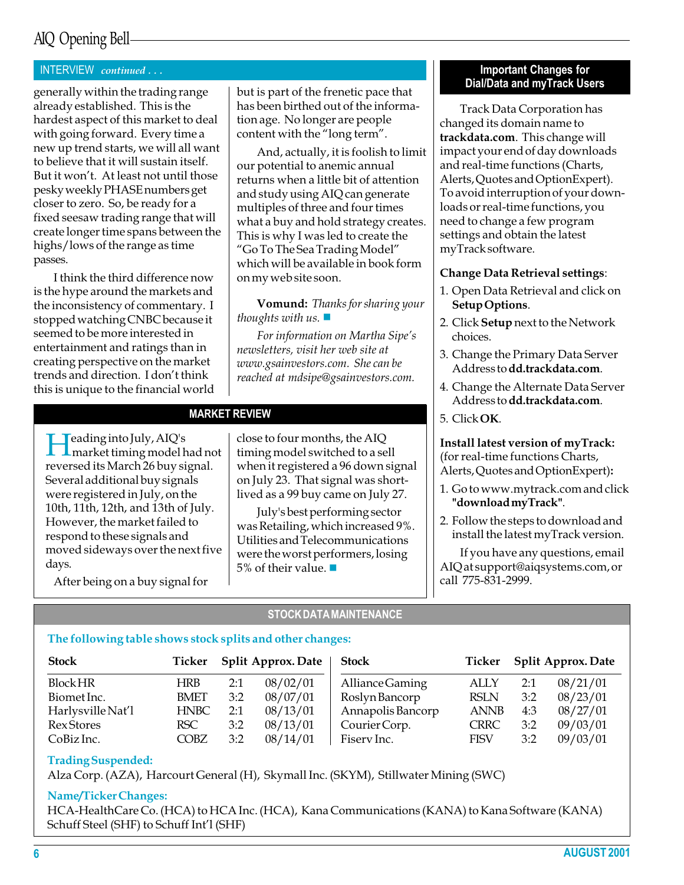## INTERVIEW *continued . . .*

generally within the trading range already established. This is the hardest aspect of this market to deal with going forward. Every time a new up trend starts, we will all want to believe that it will sustain itself. But it won't. At least not until those pesky weekly PHASE numbers get closer to zero. So, be ready for a fixed seesaw trading range that will create longer time spans between the highs/lows of the range as time passes.

I think the third difference now is the hype around the markets and the inconsistency of commentary. I stopped watching CNBC because it seemed to be more interested in entertainment and ratings than in creating perspective on the market trends and direction. I don't think this is unique to the financial world but is part of the frenetic pace that has been birthed out of the information age. No longer are people content with the "long term".

And, actually, it is foolish to limit our potential to anemic annual returns when a little bit of attention and study using AIQ can generate multiples of three and four times what a buy and hold strategy creates. This is why I was led to create the "Go To The Sea Trading Model" which will be available in book form on my web site soon.

**Vomund:** *Thanks for sharing your thoughts with us.* ■

*For information on Martha Sipe's newsletters, visit her web site at www.gsainvestors.com. She can be reached at mdsipe@gsainvestors.com.*

## MARKET REVIEW

Heading into July, AIQ's market timing model had not reversed its March 26 buy signal. Several additional buy signals were registered in July, on the 10th, 11th, 12th, and 13th of July. However, the market failed to respond to these signals and moved sideways over the next five days.

After being on a buy signal for close to four months, the AIQ timing model switched to a sell when it registered a 96 down signal on July 23. That signal was short-lived as a 99 buy came on July 27.

July's best performing sector was Retailing, which increased 9%. Utilities and Telecommunications were the worst performers, losing 5% of their value. ■

## Important Changes for Dial/Data and myTrack Users

Track Data Corporation has changed its domain name to **trackdata.com**. This change will impact your end of day downloads and real-time functions (Charts, Alerts, Quotes and OptionExpert). To avoid interruption of your downloads or real-time functions, you need to change a few program settings and obtain the latest myTrack software.

**Change Data Retrieval settings**:

1. Open Data Retrieval and click on **Setup Options**.
2. Click **Setup** next to the Network choices.
3. Change the Primary Data Server Address to **dd.trackdata.com**.
4. Change the Alternate Data Server Address to **dd.trackdata.com**.
5. Click **OK**.

**Install latest version of myTrack:** (for real-time functions Charts, Alerts, Quotes and OptionExpert)**:**

1. Go to www.mytrack.com and click **"download myTrack"**.
2. Follow the steps to download and install the latest myTrack version.

If you have any questions, email AIQ at support@aiqsystems.com, or call 775-831-2999.

## STOCK DATA MAINTENANCE

**The following table shows stock splits and other changes:**

| Stock | Ticker | Split | Approx. Date |
|---|---|---|---|
| Block HR | HRB | 2:1 | 08/02/01 |
| Biomet Inc. | BMET | 3:2 | 08/07/01 |
| Harlysville Nat'l | HNBC | 2:1 | 08/13/01 |
| Rex Stores | RSC | 3:2 | 08/13/01 |
| CoBiz Inc. | COBZ | 3:2 | 08/14/01 |
| Alliance Gaming | ALLY | 2:1 | 08/21/01 |
| Roslyn Bancorp | RSLN | 3:2 | 08/23/01 |
| Annapolis Bancorp | ANNB | 4:3 | 08/27/01 |
| Courier Corp. | CRRC | 3:2 | 09/03/01 |
| Fiserv Inc. | FISV | 3:2 | 09/03/01 |

**Trading Suspended:**
Alza Corp. (AZA), Harcourt General (H), Skymall Inc. (SKYM), Stillwater Mining (SWC)

**Name/Ticker Changes:**
HCA-HealthCare Co. (HCA) to HCA Inc. (HCA), Kana Communications (KANA) to Kana Software (KANA)
Schuff Steel (SHF) to Schuff Int'l (SHF)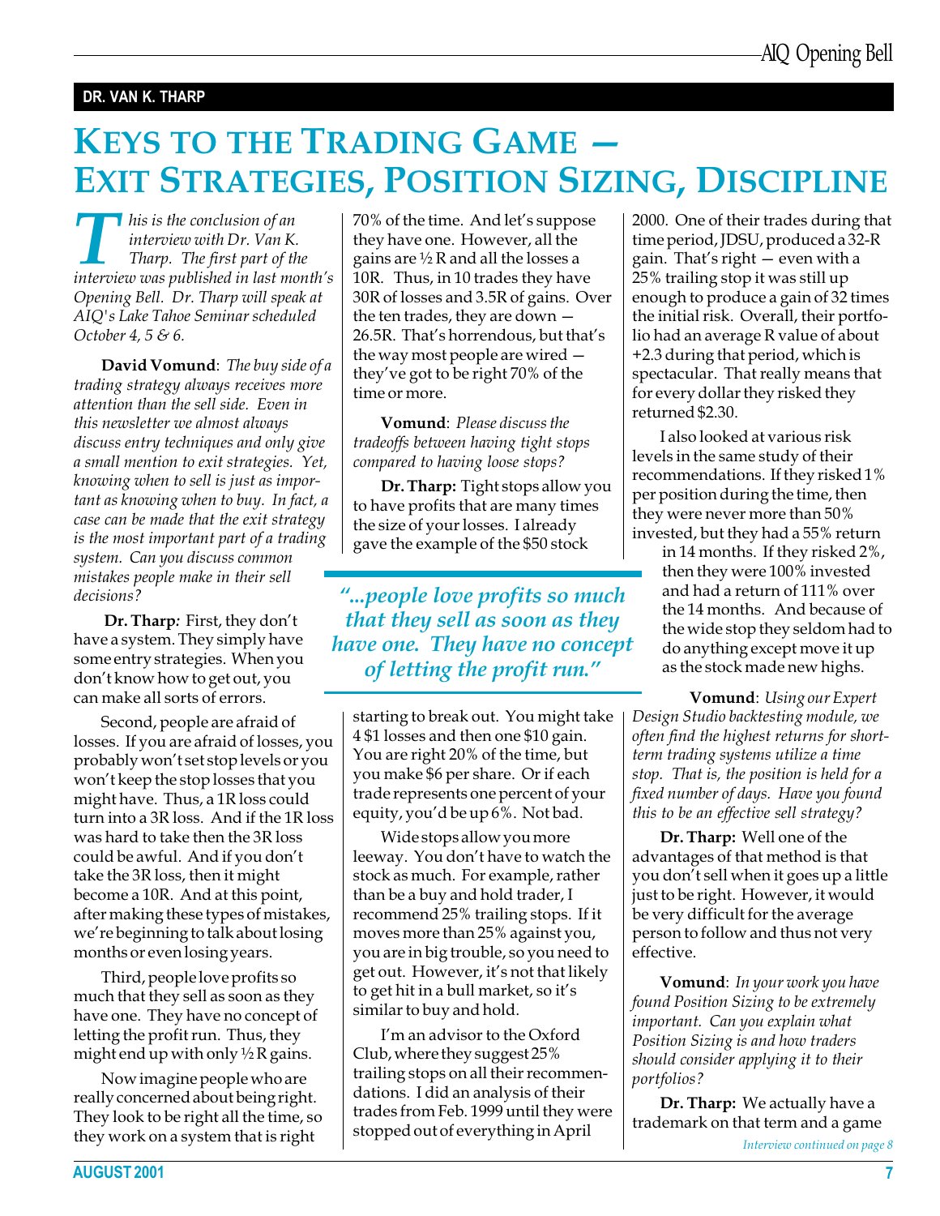**DR. VAN K. THARP**

# Keys to the Trading Game — Exit Strategies, Position Sizing, Discipline

*This is the conclusion of an interview with Dr. Van K. Tharp. The first part of the interview was published in last month's Opening Bell. Dr. Tharp will speak at AIQ's Lake Tahoe Seminar scheduled October 4, 5 & 6.*

**David Vomund**: *The buy side of a trading strategy always receives more attention than the sell side. Even in this newsletter we almost always discuss entry techniques and only give a small mention to exit strategies. Yet, knowing when to sell is just as important as knowing when to buy. In fact, a case can be made that the exit strategy is the most important part of a trading system. Can you discuss common mistakes people make in their sell decisions?*

**Dr. Tharp**: First, they don't have a system. They simply have some entry strategies. When you don't know how to get out, you can make all sorts of errors.

Second, people are afraid of losses. If you are afraid of losses, you probably won't set stop levels or you won't keep the stop losses that you might have. Thus, a 1R loss could turn into a 3R loss. And if the 1R loss was hard to take then the 3R loss could be awful. And if you don't take the 3R loss, then it might become a 10R. And at this point, after making these types of mistakes, we're beginning to talk about losing months or even losing years.

Third, people love profits so much that they sell as soon as they have one. They have no concept of letting the profit run. Thus, they might end up with only ½ R gains.

Now imagine people who are really concerned about being right. They look to be right all the time, so they work on a system that is right 70% of the time. And let's suppose they have one. However, all the gains are ½ R and all the losses a 10R. Thus, in 10 trades they have 30R of losses and 3.5R of gains. Over the ten trades, they are down — 26.5R. That's horrendous, but that's the way most people are wired — they've got to be right 70% of the time or more.

**Vomund**: *Please discuss the tradeoffs between having tight stops compared to having loose stops?*

**Dr. Tharp:** Tight stops allow you to have profits that are many times the size of your losses. I already gave the example of the $50 stock starting to break out. You might take 4 $1 losses and then one $10 gain. You are right 20% of the time, but you make $6 per share. Or if each trade represents one percent of your equity, you'd be up 6%. Not bad.

> *"...people love profits so much that they sell as soon as they have one. They have no concept of letting the profit run."*

Wide stops allow you more leeway. You don't have to watch the stock as much. For example, rather than be a buy and hold trader, I recommend 25% trailing stops. If it moves more than 25% against you, you are in big trouble, so you need to get out. However, it's not that likely to get hit in a bull market, so it's similar to buy and hold.

I'm an advisor to the Oxford Club, where they suggest 25% trailing stops on all their recommendations. I did an analysis of their trades from Feb. 1999 until they were stopped out of everything in April 2000. One of their trades during that time period, JDSU, produced a 32-R gain. That's right — even with a 25% trailing stop it was still up enough to produce a gain of 32 times the initial risk. Overall, their portfolio had an average R value of about +2.3 during that period, which is spectacular. That really means that for every dollar they risked they returned $2.30.

I also looked at various risk levels in the same study of their recommendations. If they risked 1% per position during the time, then they were never more than 50% invested, but they had a 55% return in 14 months. If they risked 2%, then they were 100% invested and had a return of 111% over the 14 months. And because of the wide stop they seldom had to do anything except move it up as the stock made new highs.

**Vomund**: *Using our Expert Design Studio backtesting module, we often find the highest returns for short-term trading systems utilize a time stop. That is, the position is held for a fixed number of days. Have you found this to be an effective sell strategy?*

**Dr. Tharp:** Well one of the advantages of that method is that you don't sell when it goes up a little just to be right. However, it would be very difficult for the average person to follow and thus not very effective.

**Vomund**: *In your work you have found Position Sizing to be extremely important. Can you explain what Position Sizing is and how traders should consider applying it to their portfolios?*

**Dr. Tharp:** We actually have a trademark on that term and a game

*Interview continued on page 8*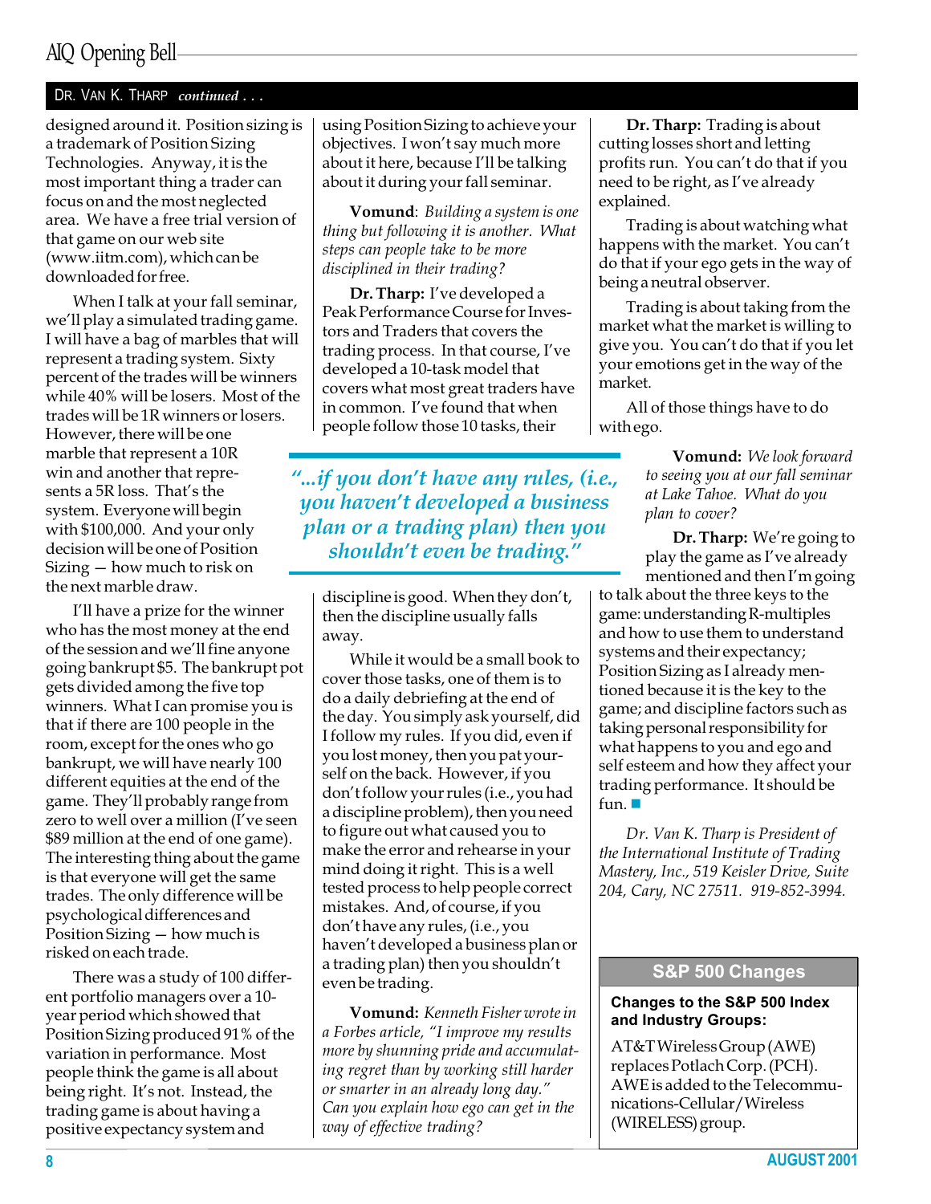## DR. VAN K. THARP *continued . . .*

designed around it. Position sizing is a trademark of Position Sizing Technologies. Anyway, it is the most important thing a trader can focus on and the most neglected area. We have a free trial version of that game on our web site (www.iitm.com), which can be downloaded for free.

When I talk at your fall seminar, we'll play a simulated trading game. I will have a bag of marbles that will represent a trading system. Sixty percent of the trades will be winners while 40% will be losers. Most of the trades will be 1R winners or losers. However, there will be one marble that represent a 10R win and another that represents a 5R loss. That's the system. Everyone will begin with $100,000. And your only decision will be one of Position Sizing — how much to risk on the next marble draw.

I'll have a prize for the winner who has the most money at the end of the session and we'll fine anyone going bankrupt $5. The bankrupt pot gets divided among the five top winners. What I can promise you is that if there are 100 people in the room, except for the ones who go bankrupt, we will have nearly 100 different equities at the end of the game. They'll probably range from zero to well over a million (I've seen $89 million at the end of one game). The interesting thing about the game is that everyone will get the same trades. The only difference will be psychological differences and Position Sizing — how much is risked on each trade.

There was a study of 100 different portfolio managers over a 10-year period which showed that Position Sizing produced 91% of the variation in performance. Most people think the game is all about being right. It's not. Instead, the trading game is about having a positive expectancy system and using Position Sizing to achieve your objectives. I won't say much more about it here, because I'll be talking about it during your fall seminar.

**Vomund**: *Building a system is one thing but following it is another. What steps can people take to be more disciplined in their trading?*

**Dr. Tharp:** I've developed a Peak Performance Course for Investors and Traders that covers the trading process. In that course, I've developed a 10-task model that covers what most great traders have in common. I've found that when people follow those 10 tasks, their discipline is good. When they don't, then the discipline usually falls away.

> *"...if you don't have any rules, (i.e., you haven't developed a business plan or a trading plan) then you shouldn't even be trading."*

While it would be a small book to cover those tasks, one of them is to do a daily debriefing at the end of the day. You simply ask yourself, did I follow my rules. If you did, even if you lost money, then you pat yourself on the back. However, if you don't follow your rules (i.e., you had a discipline problem), then you need to figure out what caused you to make the error and rehearse in your mind doing it right. This is a well tested process to help people correct mistakes. And, of course, if you don't have any rules, (i.e., you haven't developed a business plan or a trading plan) then you shouldn't even be trading.

**Vomund:** *Kenneth Fisher wrote in a Forbes article, "I improve my results more by shunning pride and accumulating regret than by working still harder or smarter in an already long day." Can you explain how ego can get in the way of effective trading?*

**Dr. Tharp:** Trading is about cutting losses short and letting profits run. You can't do that if you need to be right, as I've already explained.

Trading is about watching what happens with the market. You can't do that if your ego gets in the way of being a neutral observer.

Trading is about taking from the market what the market is willing to give you. You can't do that if you let your emotions get in the way of the market.

All of those things have to do with ego.

**Vomund:** *We look forward to seeing you at our fall seminar at Lake Tahoe. What do you plan to cover?*

**Dr. Tharp:** We're going to play the game as I've already mentioned and then I'm going to talk about the three keys to the game: understanding R-multiples and how to use them to understand systems and their expectancy; Position Sizing as I already mentioned because it is the key to the game; and discipline factors such as taking personal responsibility for what happens to you and ego and self esteem and how they affect your trading performance. It should be fun. ■

*Dr. Van K. Tharp is President of the International Institute of Trading Mastery, Inc., 519 Keisler Drive, Suite 204, Cary, NC 27511. 919-852-3994.*

## S&P 500 Changes

**Changes to the S&P 500 Index and Industry Groups:**

AT&T Wireless Group (AWE) replaces Potlach Corp. (PCH). AWE is added to the Telecommunications-Cellular/Wireless (WIRELESS) group.